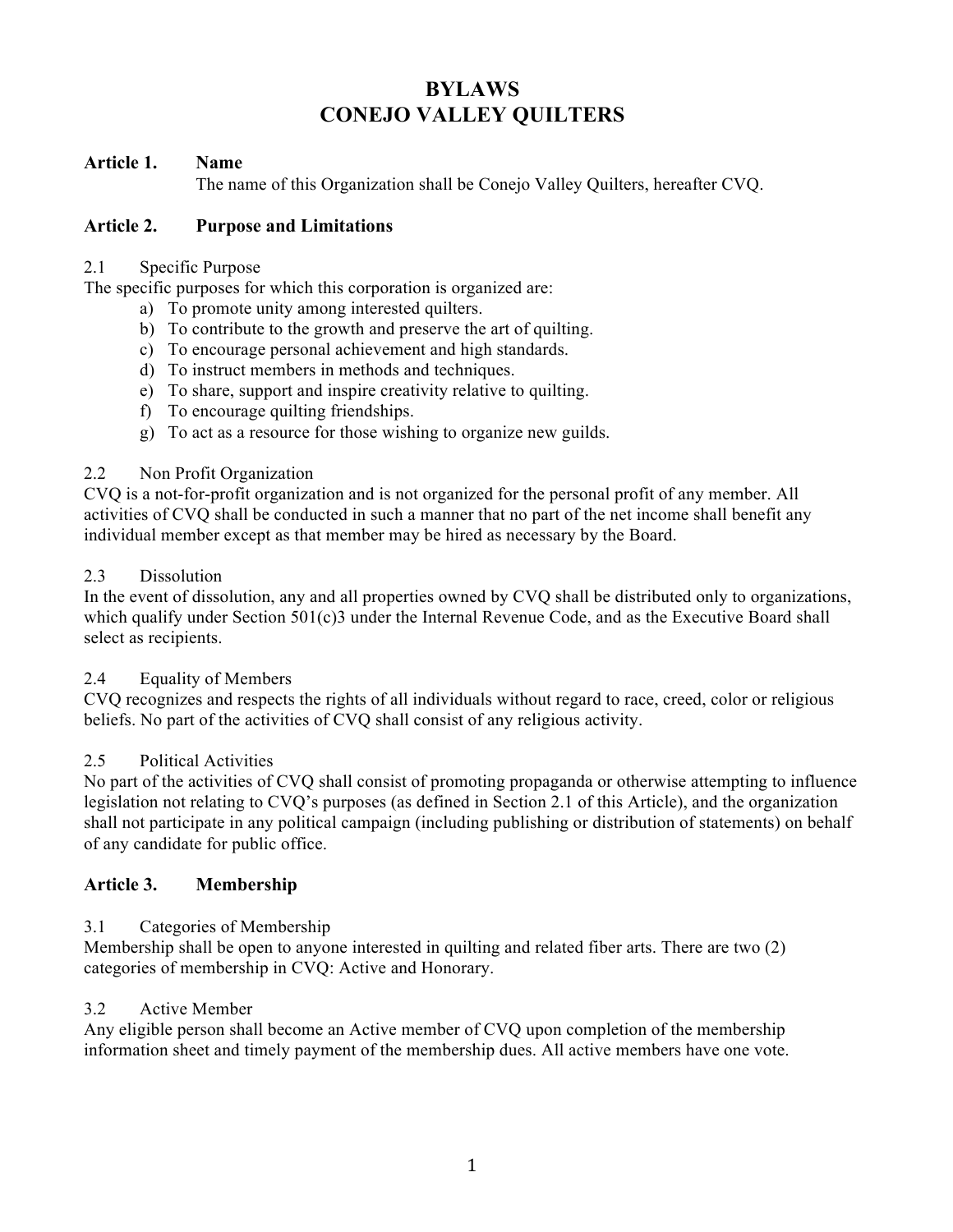# BYLAWS
# CONEJO VALLEY QUILTERS

## Article 1. Name

The name of this Organization shall be Conejo Valley Quilters, hereafter CVQ.

## Article 2. Purpose and Limitations

### 2.1 Specific Purpose

The specific purposes for which this corporation is organized are:

a) To promote unity among interested quilters.
b) To contribute to the growth and preserve the art of quilting.
c) To encourage personal achievement and high standards.
d) To instruct members in methods and techniques.
e) To share, support and inspire creativity relative to quilting.
f) To encourage quilting friendships.
g) To act as a resource for those wishing to organize new guilds.

### 2.2 Non Profit Organization

CVQ is a not-for-profit organization and is not organized for the personal profit of any member. All activities of CVQ shall be conducted in such a manner that no part of the net income shall benefit any individual member except as that member may be hired as necessary by the Board.

### 2.3 Dissolution

In the event of dissolution, any and all properties owned by CVQ shall be distributed only to organizations, which qualify under Section 501(c)3 under the Internal Revenue Code, and as the Executive Board shall select as recipients.

### 2.4 Equality of Members

CVQ recognizes and respects the rights of all individuals without regard to race, creed, color or religious beliefs. No part of the activities of CVQ shall consist of any religious activity.

### 2.5 Political Activities

No part of the activities of CVQ shall consist of promoting propaganda or otherwise attempting to influence legislation not relating to CVQ's purposes (as defined in Section 2.1 of this Article), and the organization shall not participate in any political campaign (including publishing or distribution of statements) on behalf of any candidate for public office.

## Article 3. Membership

### 3.1 Categories of Membership

Membership shall be open to anyone interested in quilting and related fiber arts. There are two (2) categories of membership in CVQ: Active and Honorary.

### 3.2 Active Member

Any eligible person shall become an Active member of CVQ upon completion of the membership information sheet and timely payment of the membership dues. All active members have one vote.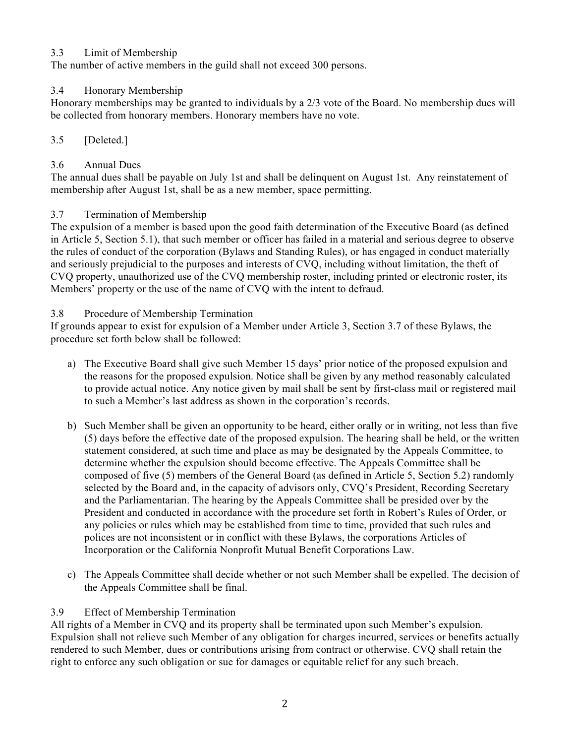### 3.3 Limit of Membership

The number of active members in the guild shall not exceed 300 persons.

### 3.4 Honorary Membership

Honorary memberships may be granted to individuals by a 2/3 vote of the Board. No membership dues will be collected from honorary members. Honorary members have no vote.

### 3.5 [Deleted.]

### 3.6 Annual Dues

The annual dues shall be payable on July 1st and shall be delinquent on August 1st. Any reinstatement of membership after August 1st, shall be as a new member, space permitting.

### 3.7 Termination of Membership

The expulsion of a member is based upon the good faith determination of the Executive Board (as defined in Article 5, Section 5.1), that such member or officer has failed in a material and serious degree to observe the rules of conduct of the corporation (Bylaws and Standing Rules), or has engaged in conduct materially and seriously prejudicial to the purposes and interests of CVQ, including without limitation, the theft of CVQ property, unauthorized use of the CVQ membership roster, including printed or electronic roster, its Members' property or the use of the name of CVQ with the intent to defraud.

### 3.8 Procedure of Membership Termination

If grounds appear to exist for expulsion of a Member under Article 3, Section 3.7 of these Bylaws, the procedure set forth below shall be followed:

a) The Executive Board shall give such Member 15 days' prior notice of the proposed expulsion and the reasons for the proposed expulsion. Notice shall be given by any method reasonably calculated to provide actual notice. Any notice given by mail shall be sent by first-class mail or registered mail to such a Member's last address as shown in the corporation's records.

b) Such Member shall be given an opportunity to be heard, either orally or in writing, not less than five (5) days before the effective date of the proposed expulsion. The hearing shall be held, or the written statement considered, at such time and place as may be designated by the Appeals Committee, to determine whether the expulsion should become effective. The Appeals Committee shall be composed of five (5) members of the General Board (as defined in Article 5, Section 5.2) randomly selected by the Board and, in the capacity of advisors only, CVQ's President, Recording Secretary and the Parliamentarian. The hearing by the Appeals Committee shall be presided over by the President and conducted in accordance with the procedure set forth in Robert's Rules of Order, or any policies or rules which may be established from time to time, provided that such rules and polices are not inconsistent or in conflict with these Bylaws, the corporations Articles of Incorporation or the California Nonprofit Mutual Benefit Corporations Law.

c) The Appeals Committee shall decide whether or not such Member shall be expelled. The decision of the Appeals Committee shall be final.

### 3.9 Effect of Membership Termination

All rights of a Member in CVQ and its property shall be terminated upon such Member's expulsion. Expulsion shall not relieve such Member of any obligation for charges incurred, services or benefits actually rendered to such Member, dues or contributions arising from contract or otherwise. CVQ shall retain the right to enforce any such obligation or sue for damages or equitable relief for any such breach.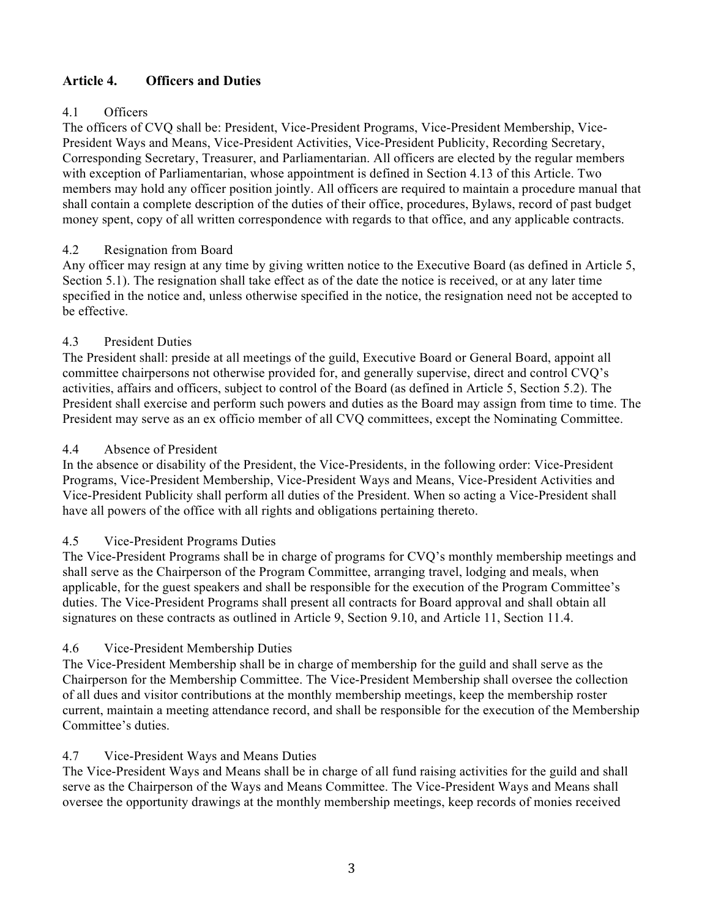## Article 4. Officers and Duties

### 4.1 Officers

The officers of CVQ shall be: President, Vice-President Programs, Vice-President Membership, Vice-President Ways and Means, Vice-President Activities, Vice-President Publicity, Recording Secretary, Corresponding Secretary, Treasurer, and Parliamentarian. All officers are elected by the regular members with exception of Parliamentarian, whose appointment is defined in Section 4.13 of this Article. Two members may hold any officer position jointly. All officers are required to maintain a procedure manual that shall contain a complete description of the duties of their office, procedures, Bylaws, record of past budget money spent, copy of all written correspondence with regards to that office, and any applicable contracts.

### 4.2 Resignation from Board

Any officer may resign at any time by giving written notice to the Executive Board (as defined in Article 5, Section 5.1). The resignation shall take effect as of the date the notice is received, or at any later time specified in the notice and, unless otherwise specified in the notice, the resignation need not be accepted to be effective.

### 4.3 President Duties

The President shall: preside at all meetings of the guild, Executive Board or General Board, appoint all committee chairpersons not otherwise provided for, and generally supervise, direct and control CVQ's activities, affairs and officers, subject to control of the Board (as defined in Article 5, Section 5.2). The President shall exercise and perform such powers and duties as the Board may assign from time to time. The President may serve as an ex officio member of all CVQ committees, except the Nominating Committee.

### 4.4 Absence of President

In the absence or disability of the President, the Vice-Presidents, in the following order: Vice-President Programs, Vice-President Membership, Vice-President Ways and Means, Vice-President Activities and Vice-President Publicity shall perform all duties of the President. When so acting a Vice-President shall have all powers of the office with all rights and obligations pertaining thereto.

### 4.5 Vice-President Programs Duties

The Vice-President Programs shall be in charge of programs for CVQ's monthly membership meetings and shall serve as the Chairperson of the Program Committee, arranging travel, lodging and meals, when applicable, for the guest speakers and shall be responsible for the execution of the Program Committee's duties. The Vice-President Programs shall present all contracts for Board approval and shall obtain all signatures on these contracts as outlined in Article 9, Section 9.10, and Article 11, Section 11.4.

### 4.6 Vice-President Membership Duties

The Vice-President Membership shall be in charge of membership for the guild and shall serve as the Chairperson for the Membership Committee. The Vice-President Membership shall oversee the collection of all dues and visitor contributions at the monthly membership meetings, keep the membership roster current, maintain a meeting attendance record, and shall be responsible for the execution of the Membership Committee's duties.

### 4.7 Vice-President Ways and Means Duties

The Vice-President Ways and Means shall be in charge of all fund raising activities for the guild and shall serve as the Chairperson of the Ways and Means Committee. The Vice-President Ways and Means shall oversee the opportunity drawings at the monthly membership meetings, keep records of monies received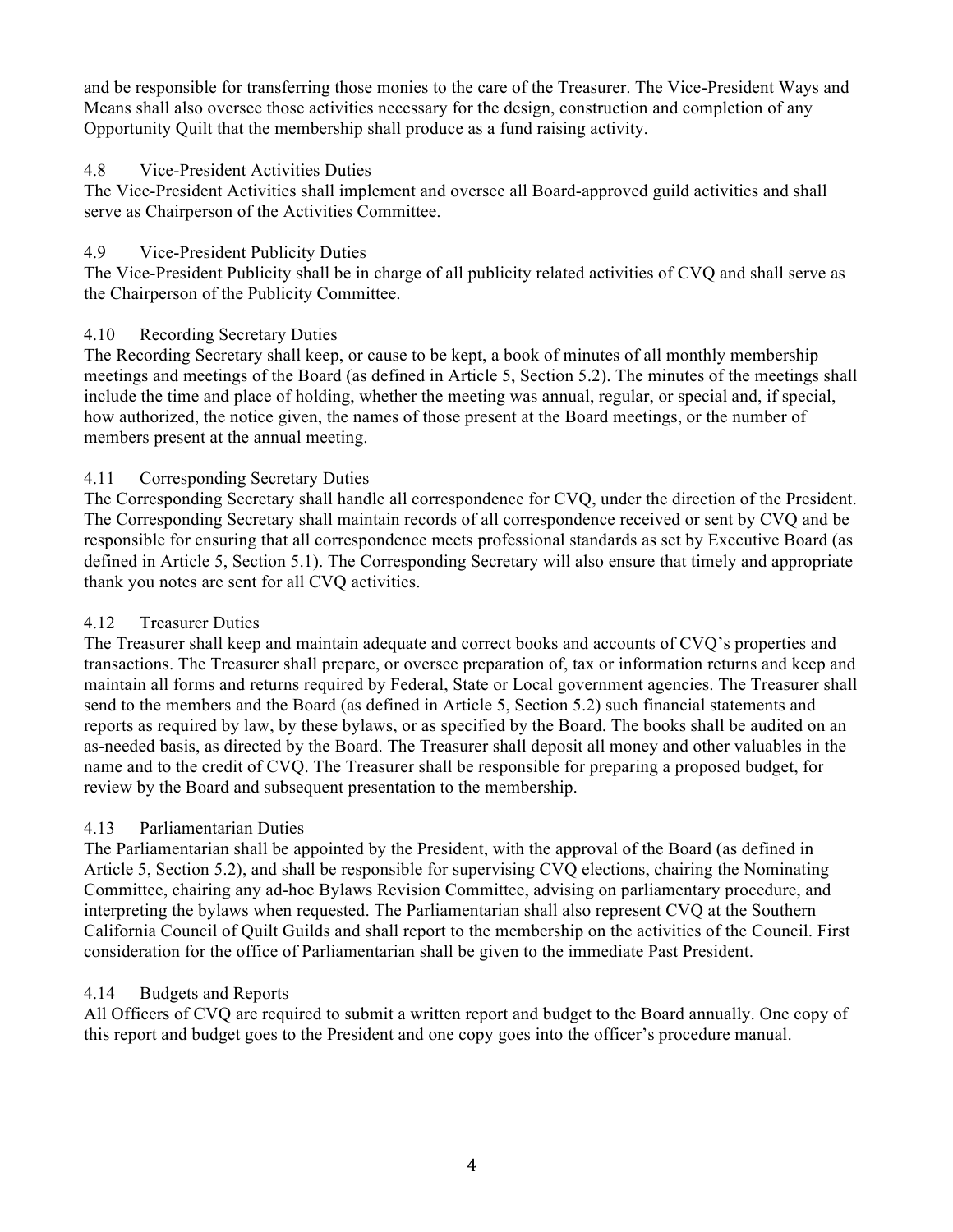and be responsible for transferring those monies to the care of the Treasurer. The Vice-President Ways and Means shall also oversee those activities necessary for the design, construction and completion of any Opportunity Quilt that the membership shall produce as a fund raising activity.

### 4.8 Vice-President Activities Duties

The Vice-President Activities shall implement and oversee all Board-approved guild activities and shall serve as Chairperson of the Activities Committee.

### 4.9 Vice-President Publicity Duties

The Vice-President Publicity shall be in charge of all publicity related activities of CVQ and shall serve as the Chairperson of the Publicity Committee.

### 4.10 Recording Secretary Duties

The Recording Secretary shall keep, or cause to be kept, a book of minutes of all monthly membership meetings and meetings of the Board (as defined in Article 5, Section 5.2). The minutes of the meetings shall include the time and place of holding, whether the meeting was annual, regular, or special and, if special, how authorized, the notice given, the names of those present at the Board meetings, or the number of members present at the annual meeting.

### 4.11 Corresponding Secretary Duties

The Corresponding Secretary shall handle all correspondence for CVQ, under the direction of the President. The Corresponding Secretary shall maintain records of all correspondence received or sent by CVQ and be responsible for ensuring that all correspondence meets professional standards as set by Executive Board (as defined in Article 5, Section 5.1). The Corresponding Secretary will also ensure that timely and appropriate thank you notes are sent for all CVQ activities.

### 4.12 Treasurer Duties

The Treasurer shall keep and maintain adequate and correct books and accounts of CVQ's properties and transactions. The Treasurer shall prepare, or oversee preparation of, tax or information returns and keep and maintain all forms and returns required by Federal, State or Local government agencies. The Treasurer shall send to the members and the Board (as defined in Article 5, Section 5.2) such financial statements and reports as required by law, by these bylaws, or as specified by the Board. The books shall be audited on an as-needed basis, as directed by the Board. The Treasurer shall deposit all money and other valuables in the name and to the credit of CVQ. The Treasurer shall be responsible for preparing a proposed budget, for review by the Board and subsequent presentation to the membership.

### 4.13 Parliamentarian Duties

The Parliamentarian shall be appointed by the President, with the approval of the Board (as defined in Article 5, Section 5.2), and shall be responsible for supervising CVQ elections, chairing the Nominating Committee, chairing any ad-hoc Bylaws Revision Committee, advising on parliamentary procedure, and interpreting the bylaws when requested. The Parliamentarian shall also represent CVQ at the Southern California Council of Quilt Guilds and shall report to the membership on the activities of the Council. First consideration for the office of Parliamentarian shall be given to the immediate Past President.

### 4.14 Budgets and Reports

All Officers of CVQ are required to submit a written report and budget to the Board annually. One copy of this report and budget goes to the President and one copy goes into the officer's procedure manual.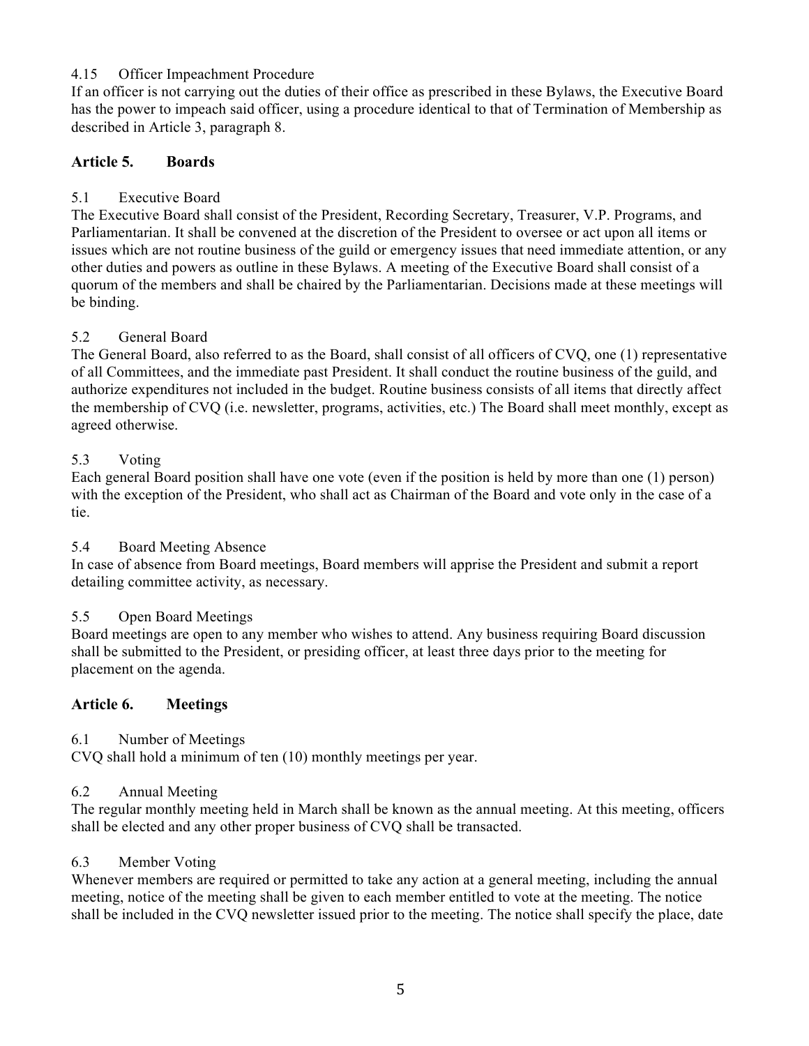4.15 Officer Impeachment Procedure

If an officer is not carrying out the duties of their office as prescribed in these Bylaws, the Executive Board has the power to impeach said officer, using a procedure identical to that of Termination of Membership as described in Article 3, paragraph 8.

## Article 5. Boards

5.1 Executive Board

The Executive Board shall consist of the President, Recording Secretary, Treasurer, V.P. Programs, and Parliamentarian. It shall be convened at the discretion of the President to oversee or act upon all items or issues which are not routine business of the guild or emergency issues that need immediate attention, or any other duties and powers as outline in these Bylaws. A meeting of the Executive Board shall consist of a quorum of the members and shall be chaired by the Parliamentarian. Decisions made at these meetings will be binding.

5.2 General Board

The General Board, also referred to as the Board, shall consist of all officers of CVQ, one (1) representative of all Committees, and the immediate past President. It shall conduct the routine business of the guild, and authorize expenditures not included in the budget. Routine business consists of all items that directly affect the membership of CVQ (i.e. newsletter, programs, activities, etc.) The Board shall meet monthly, except as agreed otherwise.

5.3 Voting

Each general Board position shall have one vote (even if the position is held by more than one (1) person) with the exception of the President, who shall act as Chairman of the Board and vote only in the case of a tie.

5.4 Board Meeting Absence

In case of absence from Board meetings, Board members will apprise the President and submit a report detailing committee activity, as necessary.

5.5 Open Board Meetings

Board meetings are open to any member who wishes to attend. Any business requiring Board discussion shall be submitted to the President, or presiding officer, at least three days prior to the meeting for placement on the agenda.

## Article 6. Meetings

6.1 Number of Meetings

CVQ shall hold a minimum of ten (10) monthly meetings per year.

6.2 Annual Meeting

The regular monthly meeting held in March shall be known as the annual meeting. At this meeting, officers shall be elected and any other proper business of CVQ shall be transacted.

6.3 Member Voting

Whenever members are required or permitted to take any action at a general meeting, including the annual meeting, notice of the meeting shall be given to each member entitled to vote at the meeting. The notice shall be included in the CVQ newsletter issued prior to the meeting. The notice shall specify the place, date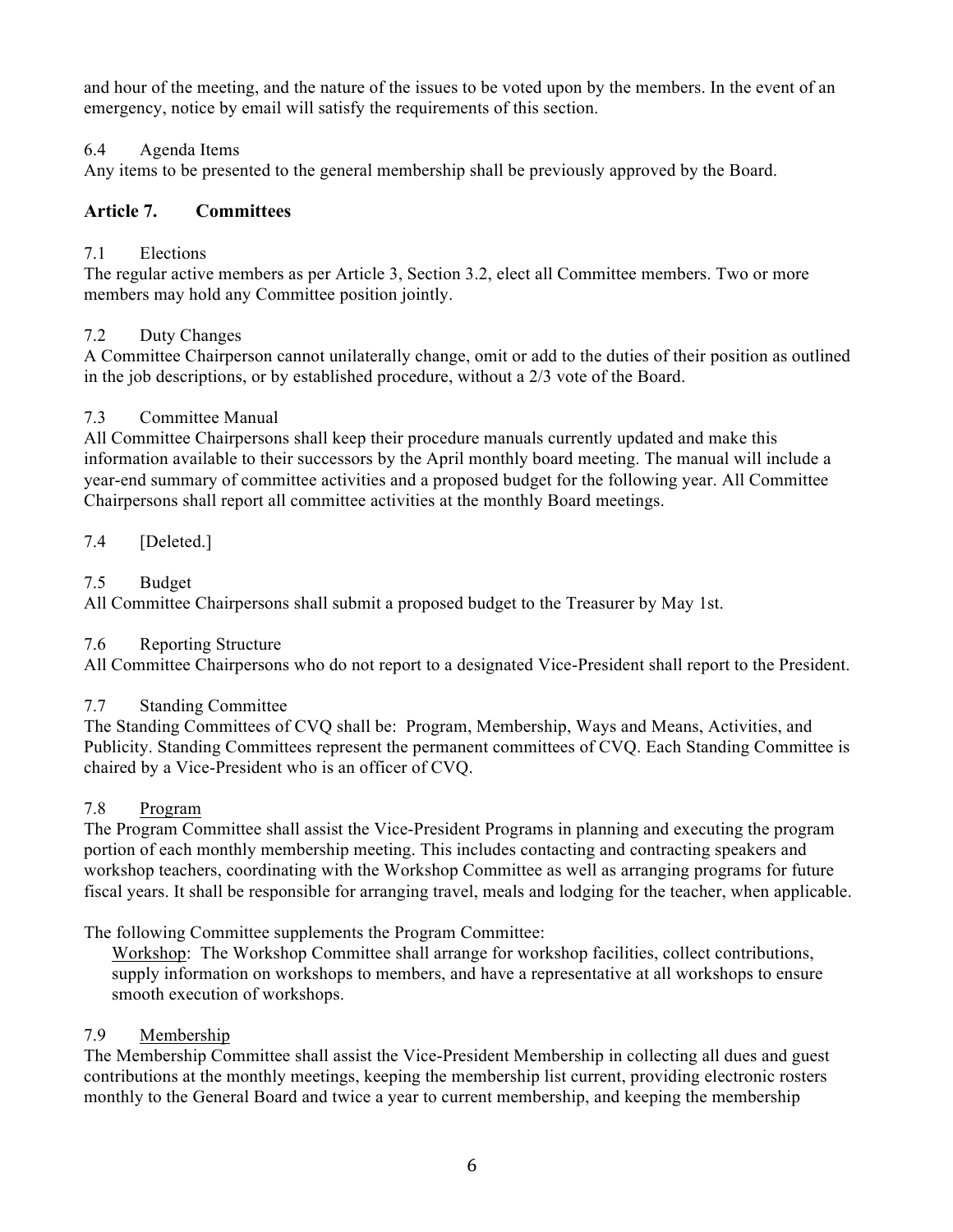and hour of the meeting, and the nature of the issues to be voted upon by the members. In the event of an emergency, notice by email will satisfy the requirements of this section.

6.4 Agenda Items
Any items to be presented to the general membership shall be previously approved by the Board.

## Article 7. Committees

7.1 Elections
The regular active members as per Article 3, Section 3.2, elect all Committee members. Two or more members may hold any Committee position jointly.

7.2 Duty Changes
A Committee Chairperson cannot unilaterally change, omit or add to the duties of their position as outlined in the job descriptions, or by established procedure, without a 2/3 vote of the Board.

7.3 Committee Manual
All Committee Chairpersons shall keep their procedure manuals currently updated and make this information available to their successors by the April monthly board meeting. The manual will include a year-end summary of committee activities and a proposed budget for the following year. All Committee Chairpersons shall report all committee activities at the monthly Board meetings.

7.4 [Deleted.]

7.5 Budget
All Committee Chairpersons shall submit a proposed budget to the Treasurer by May 1st.

7.6 Reporting Structure
All Committee Chairpersons who do not report to a designated Vice-President shall report to the President.

7.7 Standing Committee
The Standing Committees of CVQ shall be: Program, Membership, Ways and Means, Activities, and Publicity. Standing Committees represent the permanent committees of CVQ. Each Standing Committee is chaired by a Vice-President who is an officer of CVQ.

7.8 Program
The Program Committee shall assist the Vice-President Programs in planning and executing the program portion of each monthly membership meeting. This includes contacting and contracting speakers and workshop teachers, coordinating with the Workshop Committee as well as arranging programs for future fiscal years. It shall be responsible for arranging travel, meals and lodging for the teacher, when applicable.

The following Committee supplements the Program Committee:

Workshop: The Workshop Committee shall arrange for workshop facilities, collect contributions, supply information on workshops to members, and have a representative at all workshops to ensure smooth execution of workshops.

7.9 Membership
The Membership Committee shall assist the Vice-President Membership in collecting all dues and guest contributions at the monthly meetings, keeping the membership list current, providing electronic rosters monthly to the General Board and twice a year to current membership, and keeping the membership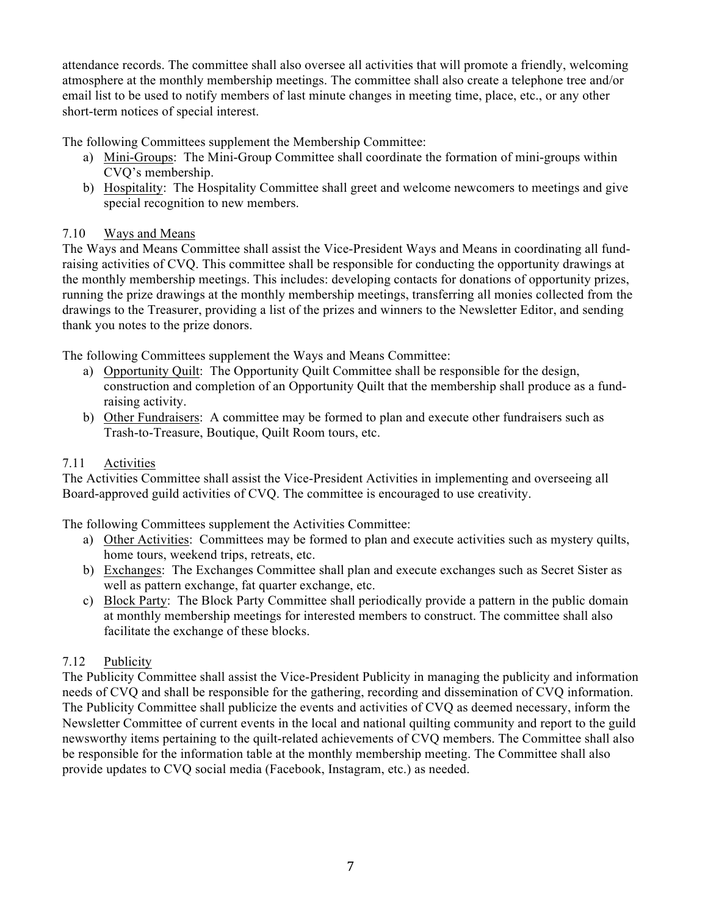attendance records. The committee shall also oversee all activities that will promote a friendly, welcoming atmosphere at the monthly membership meetings. The committee shall also create a telephone tree and/or email list to be used to notify members of last minute changes in meeting time, place, etc., or any other short-term notices of special interest.

The following Committees supplement the Membership Committee:

a) <u>Mini-Groups</u>: The Mini-Group Committee shall coordinate the formation of mini-groups within CVQ's membership.
b) <u>Hospitality</u>: The Hospitality Committee shall greet and welcome newcomers to meetings and give special recognition to new members.

7.10 <u>Ways and Means</u>

The Ways and Means Committee shall assist the Vice-President Ways and Means in coordinating all fund-raising activities of CVQ. This committee shall be responsible for conducting the opportunity drawings at the monthly membership meetings. This includes: developing contacts for donations of opportunity prizes, running the prize drawings at the monthly membership meetings, transferring all monies collected from the drawings to the Treasurer, providing a list of the prizes and winners to the Newsletter Editor, and sending thank you notes to the prize donors.

The following Committees supplement the Ways and Means Committee:

a) <u>Opportunity Quilt</u>: The Opportunity Quilt Committee shall be responsible for the design, construction and completion of an Opportunity Quilt that the membership shall produce as a fund-raising activity.
b) <u>Other Fundraisers</u>: A committee may be formed to plan and execute other fundraisers such as Trash-to-Treasure, Boutique, Quilt Room tours, etc.

7.11 <u>Activities</u>

The Activities Committee shall assist the Vice-President Activities in implementing and overseeing all Board-approved guild activities of CVQ. The committee is encouraged to use creativity.

The following Committees supplement the Activities Committee:

a) <u>Other Activities</u>: Committees may be formed to plan and execute activities such as mystery quilts, home tours, weekend trips, retreats, etc.
b) <u>Exchanges</u>: The Exchanges Committee shall plan and execute exchanges such as Secret Sister as well as pattern exchange, fat quarter exchange, etc.
c) <u>Block Party</u>: The Block Party Committee shall periodically provide a pattern in the public domain at monthly membership meetings for interested members to construct. The committee shall also facilitate the exchange of these blocks.

7.12 <u>Publicity</u>

The Publicity Committee shall assist the Vice-President Publicity in managing the publicity and information needs of CVQ and shall be responsible for the gathering, recording and dissemination of CVQ information. The Publicity Committee shall publicize the events and activities of CVQ as deemed necessary, inform the Newsletter Committee of current events in the local and national quilting community and report to the guild newsworthy items pertaining to the quilt-related achievements of CVQ members. The Committee shall also be responsible for the information table at the monthly membership meeting. The Committee shall also provide updates to CVQ social media (Facebook, Instagram, etc.) as needed.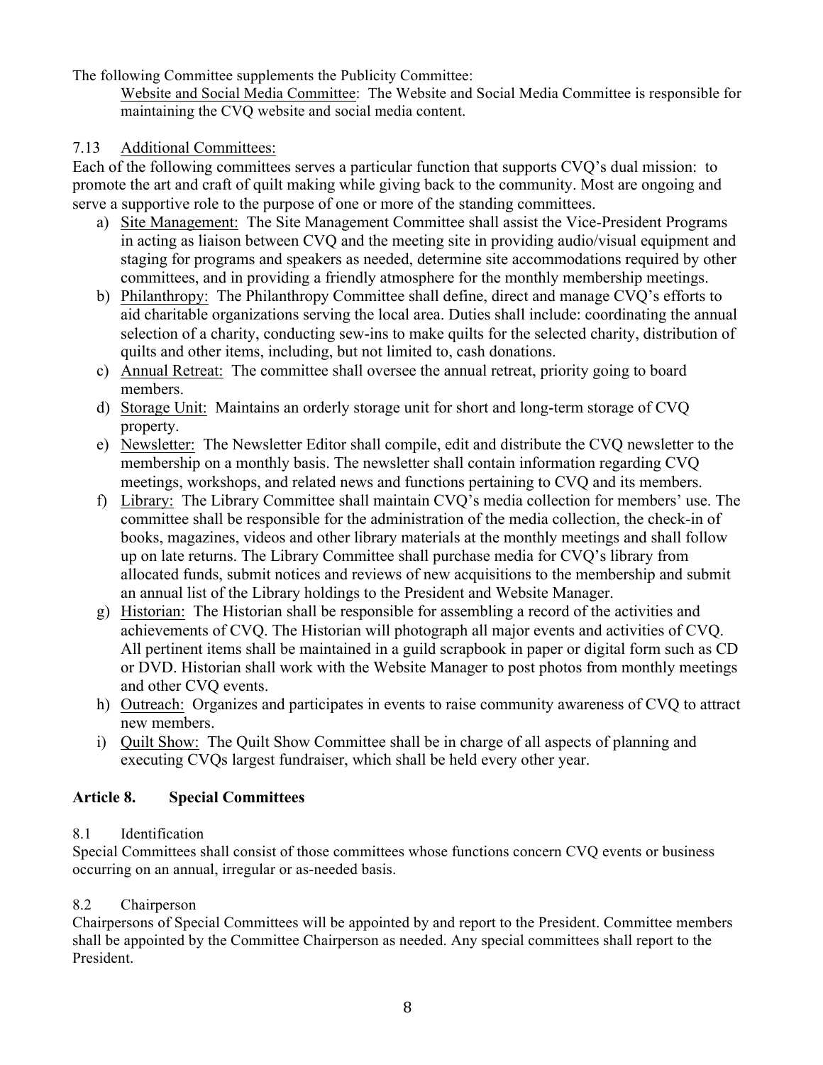The following Committee supplements the Publicity Committee:

Website and Social Media Committee: The Website and Social Media Committee is responsible for maintaining the CVQ website and social media content.

7.13 Additional Committees:

Each of the following committees serves a particular function that supports CVQ's dual mission: to promote the art and craft of quilt making while giving back to the community. Most are ongoing and serve a supportive role to the purpose of one or more of the standing committees.

a) Site Management: The Site Management Committee shall assist the Vice-President Programs in acting as liaison between CVQ and the meeting site in providing audio/visual equipment and staging for programs and speakers as needed, determine site accommodations required by other committees, and in providing a friendly atmosphere for the monthly membership meetings.
b) Philanthropy: The Philanthropy Committee shall define, direct and manage CVQ's efforts to aid charitable organizations serving the local area. Duties shall include: coordinating the annual selection of a charity, conducting sew-ins to make quilts for the selected charity, distribution of quilts and other items, including, but not limited to, cash donations.
c) Annual Retreat: The committee shall oversee the annual retreat, priority going to board members.
d) Storage Unit: Maintains an orderly storage unit for short and long-term storage of CVQ property.
e) Newsletter: The Newsletter Editor shall compile, edit and distribute the CVQ newsletter to the membership on a monthly basis. The newsletter shall contain information regarding CVQ meetings, workshops, and related news and functions pertaining to CVQ and its members.
f) Library: The Library Committee shall maintain CVQ's media collection for members' use. The committee shall be responsible for the administration of the media collection, the check-in of books, magazines, videos and other library materials at the monthly meetings and shall follow up on late returns. The Library Committee shall purchase media for CVQ's library from allocated funds, submit notices and reviews of new acquisitions to the membership and submit an annual list of the Library holdings to the President and Website Manager.
g) Historian: The Historian shall be responsible for assembling a record of the activities and achievements of CVQ. The Historian will photograph all major events and activities of CVQ. All pertinent items shall be maintained in a guild scrapbook in paper or digital form such as CD or DVD. Historian shall work with the Website Manager to post photos from monthly meetings and other CVQ events.
h) Outreach: Organizes and participates in events to raise community awareness of CVQ to attract new members.
i) Quilt Show: The Quilt Show Committee shall be in charge of all aspects of planning and executing CVQs largest fundraiser, which shall be held every other year.

## Article 8. Special Committees

8.1 Identification

Special Committees shall consist of those committees whose functions concern CVQ events or business occurring on an annual, irregular or as-needed basis.

8.2 Chairperson

Chairpersons of Special Committees will be appointed by and report to the President. Committee members shall be appointed by the Committee Chairperson as needed. Any special committees shall report to the President.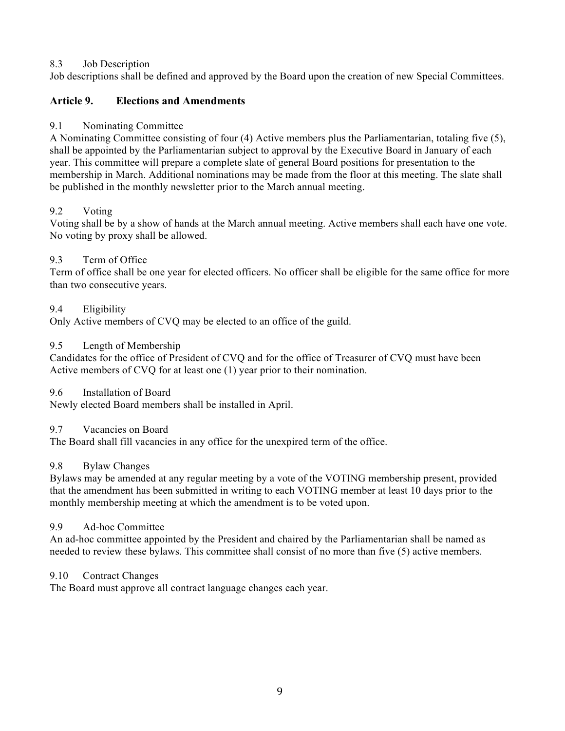8.3 Job Description

Job descriptions shall be defined and approved by the Board upon the creation of new Special Committees.

## Article 9. Elections and Amendments

9.1 Nominating Committee

A Nominating Committee consisting of four (4) Active members plus the Parliamentarian, totaling five (5), shall be appointed by the Parliamentarian subject to approval by the Executive Board in January of each year. This committee will prepare a complete slate of general Board positions for presentation to the membership in March. Additional nominations may be made from the floor at this meeting. The slate shall be published in the monthly newsletter prior to the March annual meeting.

9.2 Voting

Voting shall be by a show of hands at the March annual meeting. Active members shall each have one vote. No voting by proxy shall be allowed.

9.3 Term of Office

Term of office shall be one year for elected officers. No officer shall be eligible for the same office for more than two consecutive years.

9.4 Eligibility

Only Active members of CVQ may be elected to an office of the guild.

9.5 Length of Membership

Candidates for the office of President of CVQ and for the office of Treasurer of CVQ must have been Active members of CVQ for at least one (1) year prior to their nomination.

9.6 Installation of Board

Newly elected Board members shall be installed in April.

9.7 Vacancies on Board

The Board shall fill vacancies in any office for the unexpired term of the office.

9.8 Bylaw Changes

Bylaws may be amended at any regular meeting by a vote of the VOTING membership present, provided that the amendment has been submitted in writing to each VOTING member at least 10 days prior to the monthly membership meeting at which the amendment is to be voted upon.

9.9 Ad-hoc Committee

An ad-hoc committee appointed by the President and chaired by the Parliamentarian shall be named as needed to review these bylaws. This committee shall consist of no more than five (5) active members.

9.10 Contract Changes

The Board must approve all contract language changes each year.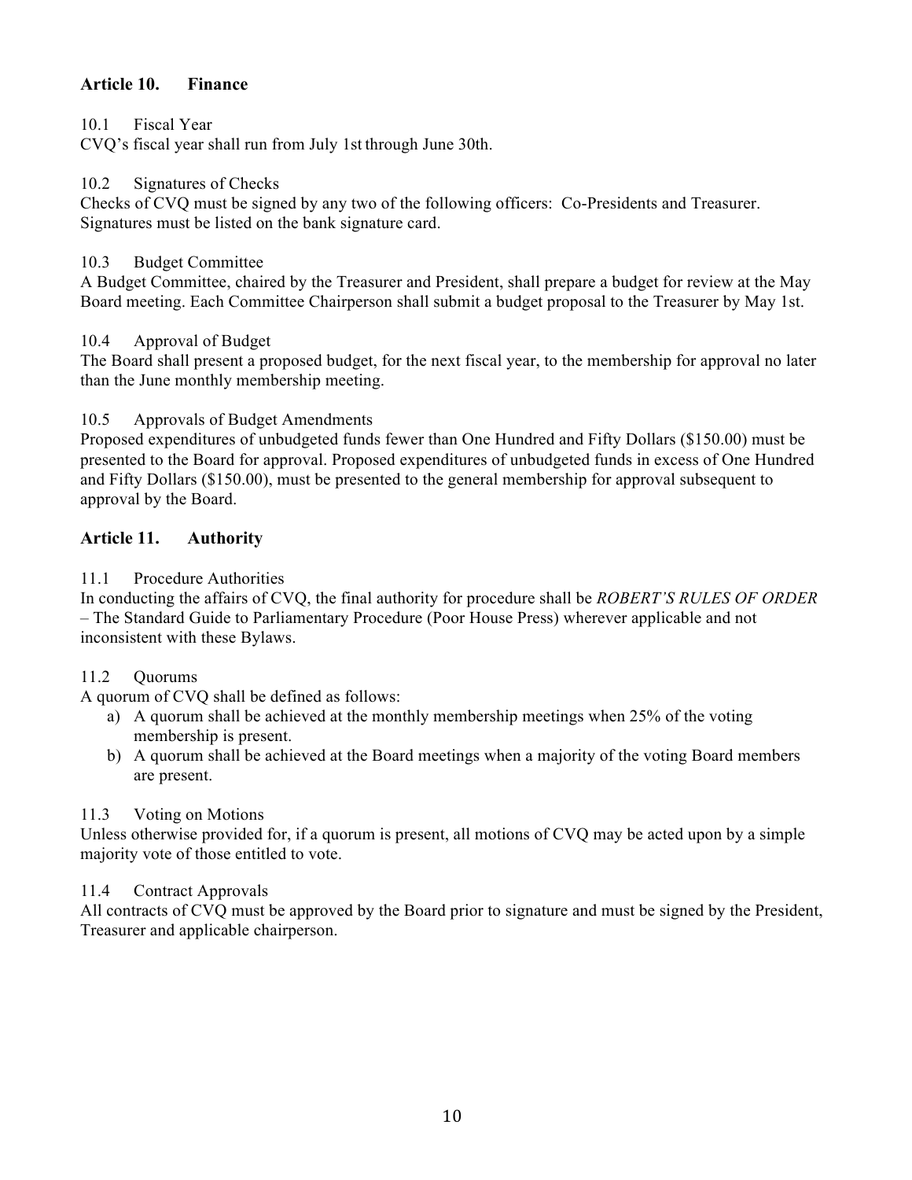## Article 10. Finance

### 10.1 Fiscal Year

CVQ's fiscal year shall run from July 1st through June 30th.

### 10.2 Signatures of Checks

Checks of CVQ must be signed by any two of the following officers: Co-Presidents and Treasurer. Signatures must be listed on the bank signature card.

### 10.3 Budget Committee

A Budget Committee, chaired by the Treasurer and President, shall prepare a budget for review at the May Board meeting. Each Committee Chairperson shall submit a budget proposal to the Treasurer by May 1st.

### 10.4 Approval of Budget

The Board shall present a proposed budget, for the next fiscal year, to the membership for approval no later than the June monthly membership meeting.

### 10.5 Approvals of Budget Amendments

Proposed expenditures of unbudgeted funds fewer than One Hundred and Fifty Dollars ($150.00) must be presented to the Board for approval. Proposed expenditures of unbudgeted funds in excess of One Hundred and Fifty Dollars ($150.00), must be presented to the general membership for approval subsequent to approval by the Board.

## Article 11. Authority

### 11.1 Procedure Authorities

In conducting the affairs of CVQ, the final authority for procedure shall be *ROBERT'S RULES OF ORDER* – The Standard Guide to Parliamentary Procedure (Poor House Press) wherever applicable and not inconsistent with these Bylaws.

### 11.2 Quorums

A quorum of CVQ shall be defined as follows:

a) A quorum shall be achieved at the monthly membership meetings when 25% of the voting membership is present.
b) A quorum shall be achieved at the Board meetings when a majority of the voting Board members are present.

### 11.3 Voting on Motions

Unless otherwise provided for, if a quorum is present, all motions of CVQ may be acted upon by a simple majority vote of those entitled to vote.

### 11.4 Contract Approvals

All contracts of CVQ must be approved by the Board prior to signature and must be signed by the President, Treasurer and applicable chairperson.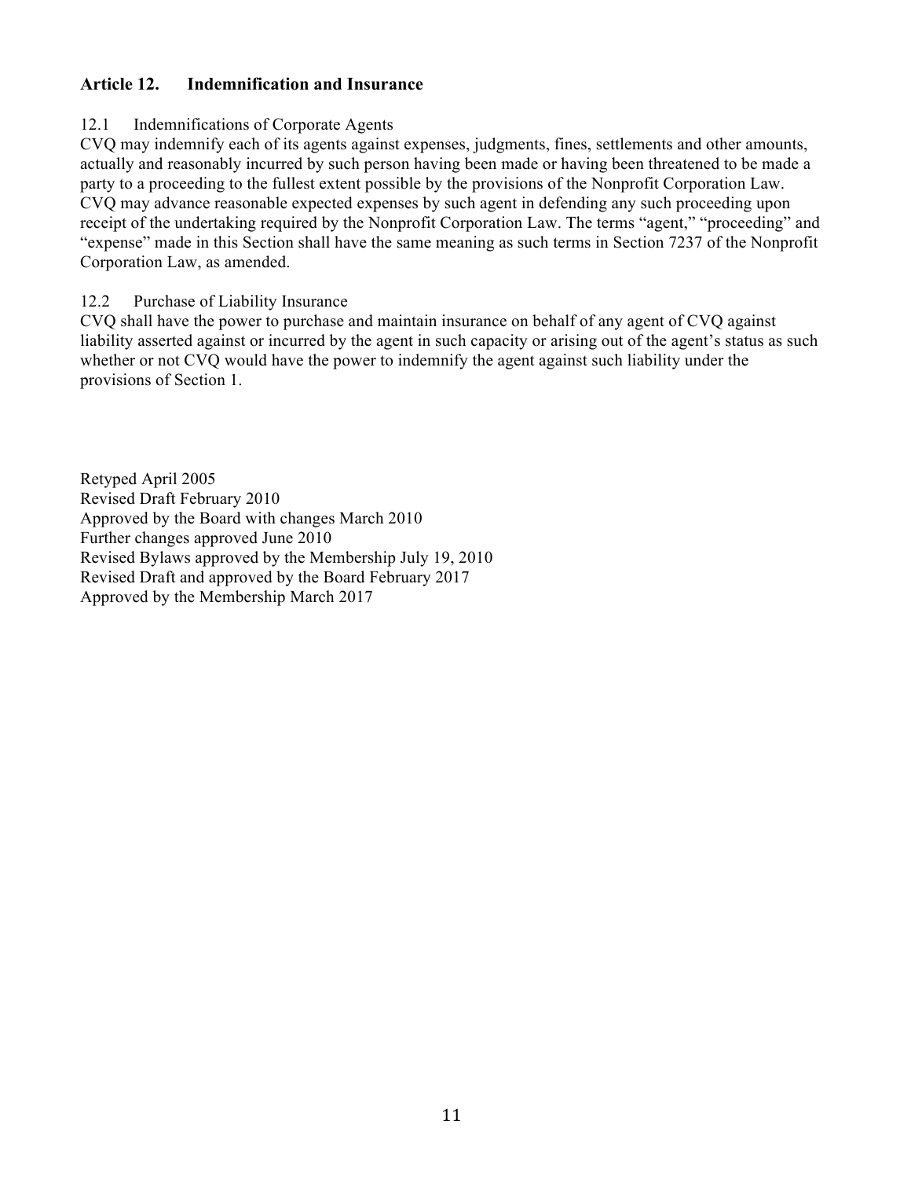## Article 12. Indemnification and Insurance

### 12.1 Indemnifications of Corporate Agents

CVQ may indemnify each of its agents against expenses, judgments, fines, settlements and other amounts, actually and reasonably incurred by such person having been made or having been threatened to be made a party to a proceeding to the fullest extent possible by the provisions of the Nonprofit Corporation Law. CVQ may advance reasonable expected expenses by such agent in defending any such proceeding upon receipt of the undertaking required by the Nonprofit Corporation Law. The terms "agent," "proceeding" and "expense" made in this Section shall have the same meaning as such terms in Section 7237 of the Nonprofit Corporation Law, as amended.

### 12.2 Purchase of Liability Insurance

CVQ shall have the power to purchase and maintain insurance on behalf of any agent of CVQ against liability asserted against or incurred by the agent in such capacity or arising out of the agent's status as such whether or not CVQ would have the power to indemnify the agent against such liability under the provisions of Section 1.

Retyped April 2005
Revised Draft February 2010
Approved by the Board with changes March 2010
Further changes approved June 2010
Revised Bylaws approved by the Membership July 19, 2010
Revised Draft and approved by the Board February 2017
Approved by the Membership March 2017